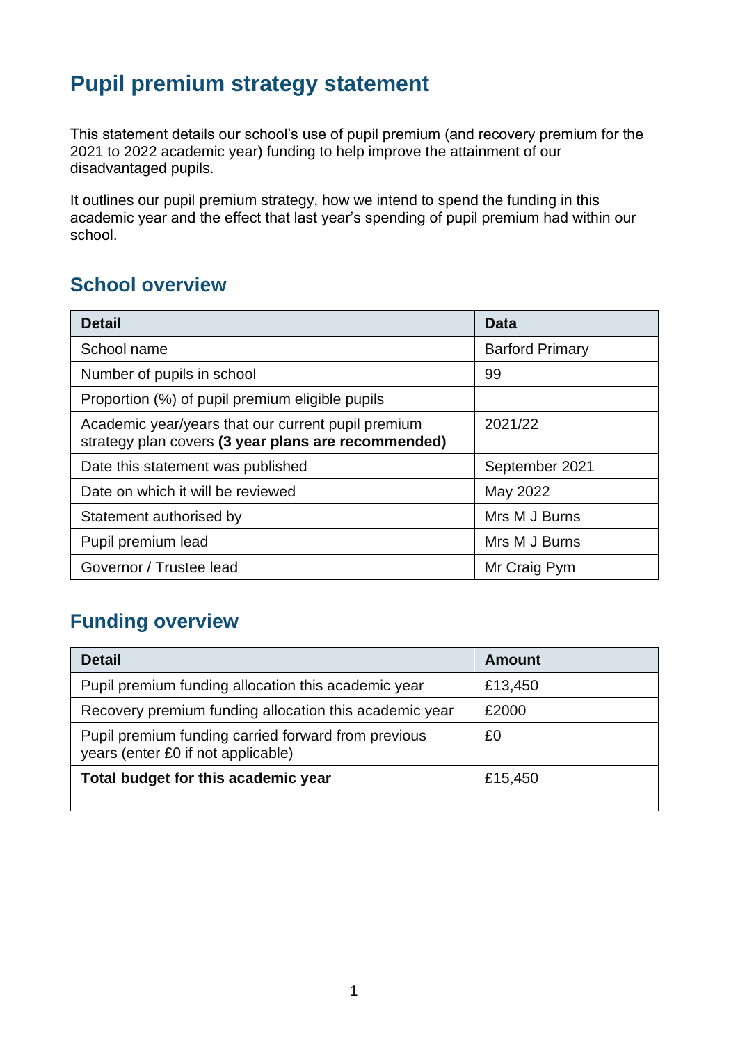# Pupil premium strategy statement

This statement details our school's use of pupil premium (and recovery premium for the 2021 to 2022 academic year) funding to help improve the attainment of our disadvantaged pupils.

It outlines our pupil premium strategy, how we intend to spend the funding in this academic year and the effect that last year's spending of pupil premium had within our school.

## School overview

| Detail | Data |
|---|---|
| School name | Barford Primary |
| Number of pupils in school | 99 |
| Proportion (%) of pupil premium eligible pupils | |
| Academic year/years that our current pupil premium strategy plan covers **(3 year plans are recommended)** | 2021/22 |
| Date this statement was published | September 2021 |
| Date on which it will be reviewed | May 2022 |
| Statement authorised by | Mrs M J Burns |
| Pupil premium lead | Mrs M J Burns |
| Governor / Trustee lead | Mr Craig Pym |

## Funding overview

| Detail | Amount |
|---|---|
| Pupil premium funding allocation this academic year | £13,450 |
| Recovery premium funding allocation this academic year | £2000 |
| Pupil premium funding carried forward from previous years (enter £0 if not applicable) | £0 |
| **Total budget for this academic year** | £15,450 |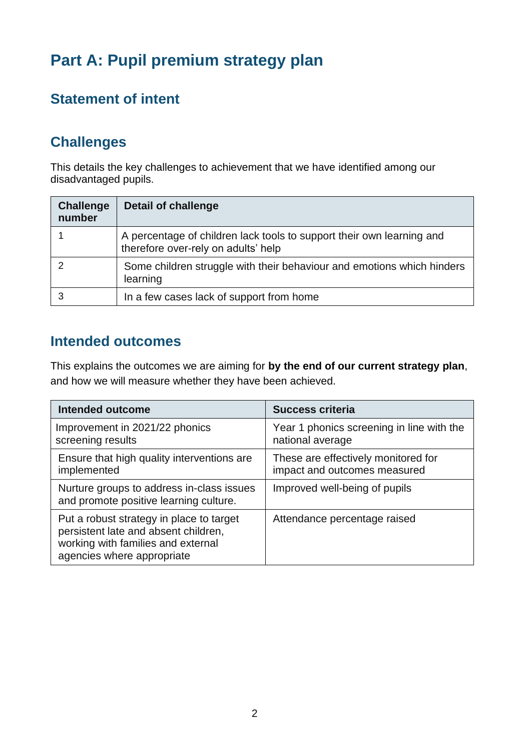# Part A: Pupil premium strategy plan

## Statement of intent

## Challenges

This details the key challenges to achievement that we have identified among our disadvantaged pupils.

| Challenge number | Detail of challenge |
|---|---|
| 1 | A percentage of children lack tools to support their own learning and therefore over-rely on adults' help |
| 2 | Some children struggle with their behaviour and emotions which hinders learning |
| 3 | In a few cases lack of support from home |

## Intended outcomes

This explains the outcomes we are aiming for **by the end of our current strategy plan**, and how we will measure whether they have been achieved.

| Intended outcome | Success criteria |
|---|---|
| Improvement in 2021/22 phonics screening results | Year 1 phonics screening in line with the national average |
| Ensure that high quality interventions are implemented | These are effectively monitored for impact and outcomes measured |
| Nurture groups to address in-class issues and promote positive learning culture. | Improved well-being of pupils |
| Put a robust strategy in place to target persistent late and absent children, working with families and external agencies where appropriate | Attendance percentage raised |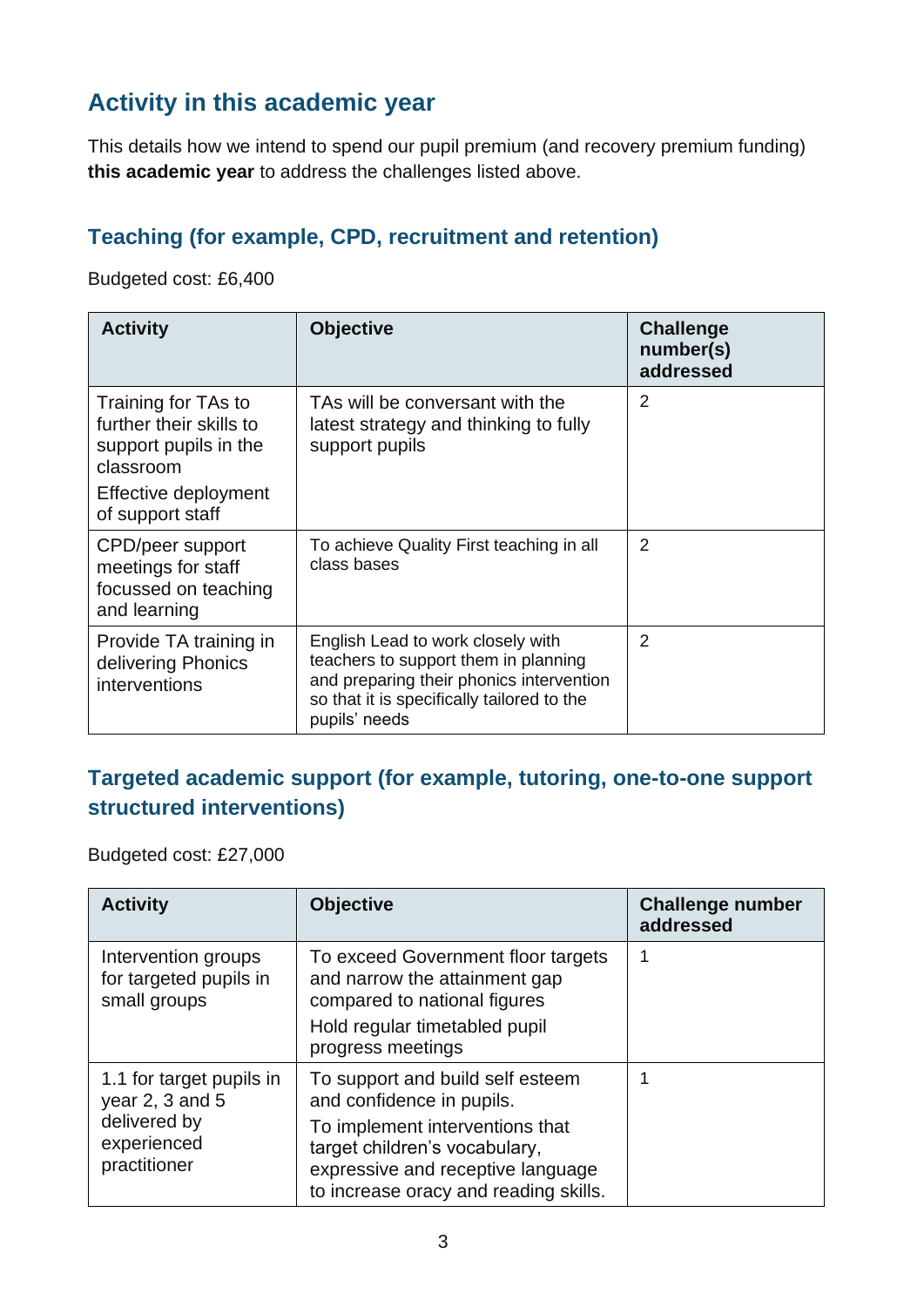## Activity in this academic year

This details how we intend to spend our pupil premium (and recovery premium funding) **this academic year** to address the challenges listed above.

### Teaching (for example, CPD, recruitment and retention)

Budgeted cost: £6,400

| Activity | Objective | Challenge number(s) addressed |
| --- | --- | --- |
| Training for TAs to further their skills to support pupils in the classroom<br>Effective deployment of support staff | TAs will be conversant with the latest strategy and thinking to fully support pupils | 2 |
| CPD/peer support meetings for staff focussed on teaching and learning | To achieve Quality First teaching in all class bases | 2 |
| Provide TA training in delivering Phonics interventions | English Lead to work closely with teachers to support them in planning and preparing their phonics intervention so that it is specifically tailored to the pupils' needs | 2 |

### Targeted academic support (for example, tutoring, one-to-one support structured interventions)

Budgeted cost: £27,000

| Activity | Objective | Challenge number addressed |
| --- | --- | --- |
| Intervention groups for targeted pupils in small groups | To exceed Government floor targets and narrow the attainment gap compared to national figures<br>Hold regular timetabled pupil progress meetings | 1 |
| 1.1 for target pupils in year 2, 3 and 5 delivered by experienced practitioner | To support and build self esteem and confidence in pupils.<br>To implement interventions that target children's vocabulary, expressive and receptive language to increase oracy and reading skills. | 1 |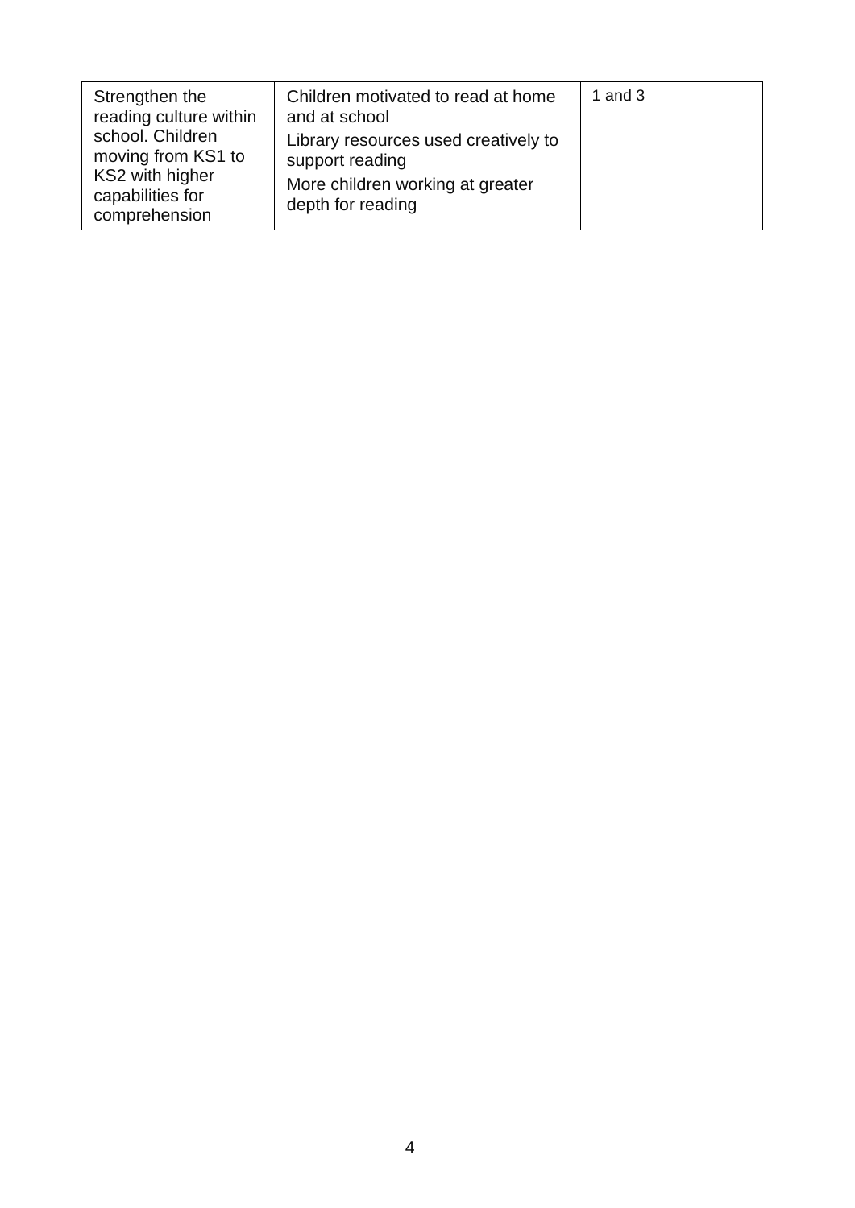| Strengthen the reading culture within school. Children moving from KS1 to KS2 with higher capabilities for comprehension | Children motivated to read at home and at school<br>Library resources used creatively to support reading<br>More children working at greater depth for reading | 1 and 3 |
|---|---|---|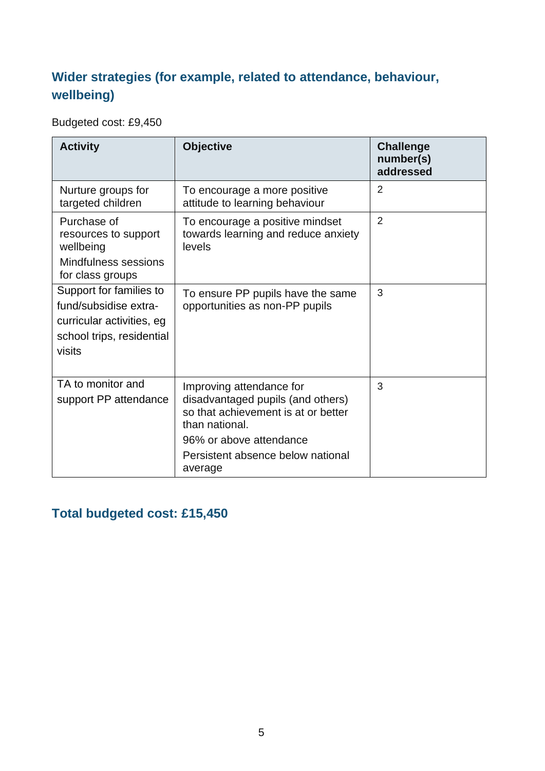## Wider strategies (for example, related to attendance, behaviour, wellbeing)

Budgeted cost: £9,450

| Activity | Objective | Challenge number(s) addressed |
|---|---|---|
| Nurture groups for targeted children | To encourage a more positive attitude to learning behaviour | 2 |
| Purchase of resources to support wellbeing<br>Mindfulness sessions for class groups | To encourage a positive mindset towards learning and reduce anxiety levels | 2 |
| Support for families to fund/subsidise extra-curricular activities, eg school trips, residential visits | To ensure PP pupils have the same opportunities as non-PP pupils | 3 |
| TA to monitor and support PP attendance | Improving attendance for disadvantaged pupils (and others) so that achievement is at or better than national.<br>96% or above attendance<br>Persistent absence below national average | 3 |

## Total budgeted cost: £15,450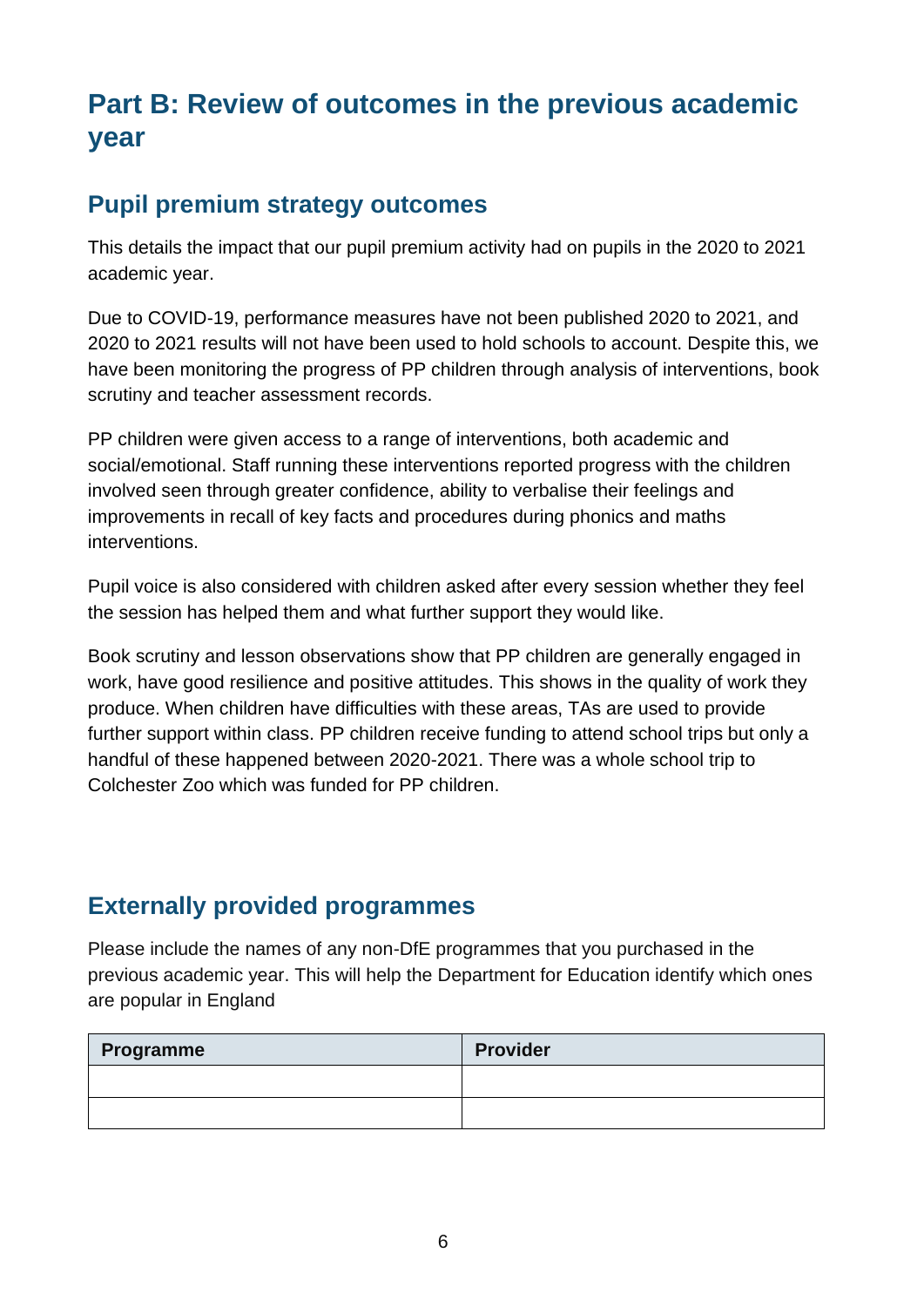# Part B: Review of outcomes in the previous academic year

## Pupil premium strategy outcomes

This details the impact that our pupil premium activity had on pupils in the 2020 to 2021 academic year.

Due to COVID-19, performance measures have not been published 2020 to 2021, and 2020 to 2021 results will not have been used to hold schools to account. Despite this, we have been monitoring the progress of PP children through analysis of interventions, book scrutiny and teacher assessment records.

PP children were given access to a range of interventions, both academic and social/emotional. Staff running these interventions reported progress with the children involved seen through greater confidence, ability to verbalise their feelings and improvements in recall of key facts and procedures during phonics and maths interventions.

Pupil voice is also considered with children asked after every session whether they feel the session has helped them and what further support they would like.

Book scrutiny and lesson observations show that PP children are generally engaged in work, have good resilience and positive attitudes. This shows in the quality of work they produce. When children have difficulties with these areas, TAs are used to provide further support within class. PP children receive funding to attend school trips but only a handful of these happened between 2020-2021. There was a whole school trip to Colchester Zoo which was funded for PP children.

## Externally provided programmes

Please include the names of any non-DfE programmes that you purchased in the previous academic year. This will help the Department for Education identify which ones are popular in England

| Programme | Provider |
| --- | --- |
| | |
| | |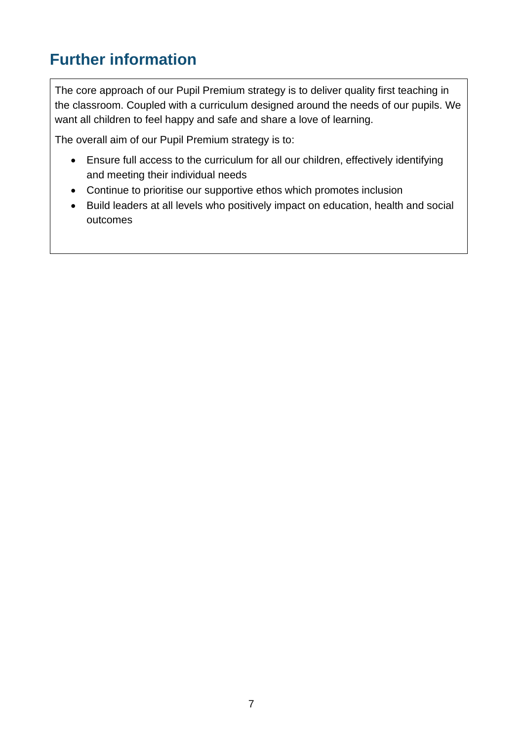## Further information

The core approach of our Pupil Premium strategy is to deliver quality first teaching in the classroom. Coupled with a curriculum designed around the needs of our pupils. We want all children to feel happy and safe and share a love of learning.

The overall aim of our Pupil Premium strategy is to:

- Ensure full access to the curriculum for all our children, effectively identifying and meeting their individual needs
- Continue to prioritise our supportive ethos which promotes inclusion
- Build leaders at all levels who positively impact on education, health and social outcomes